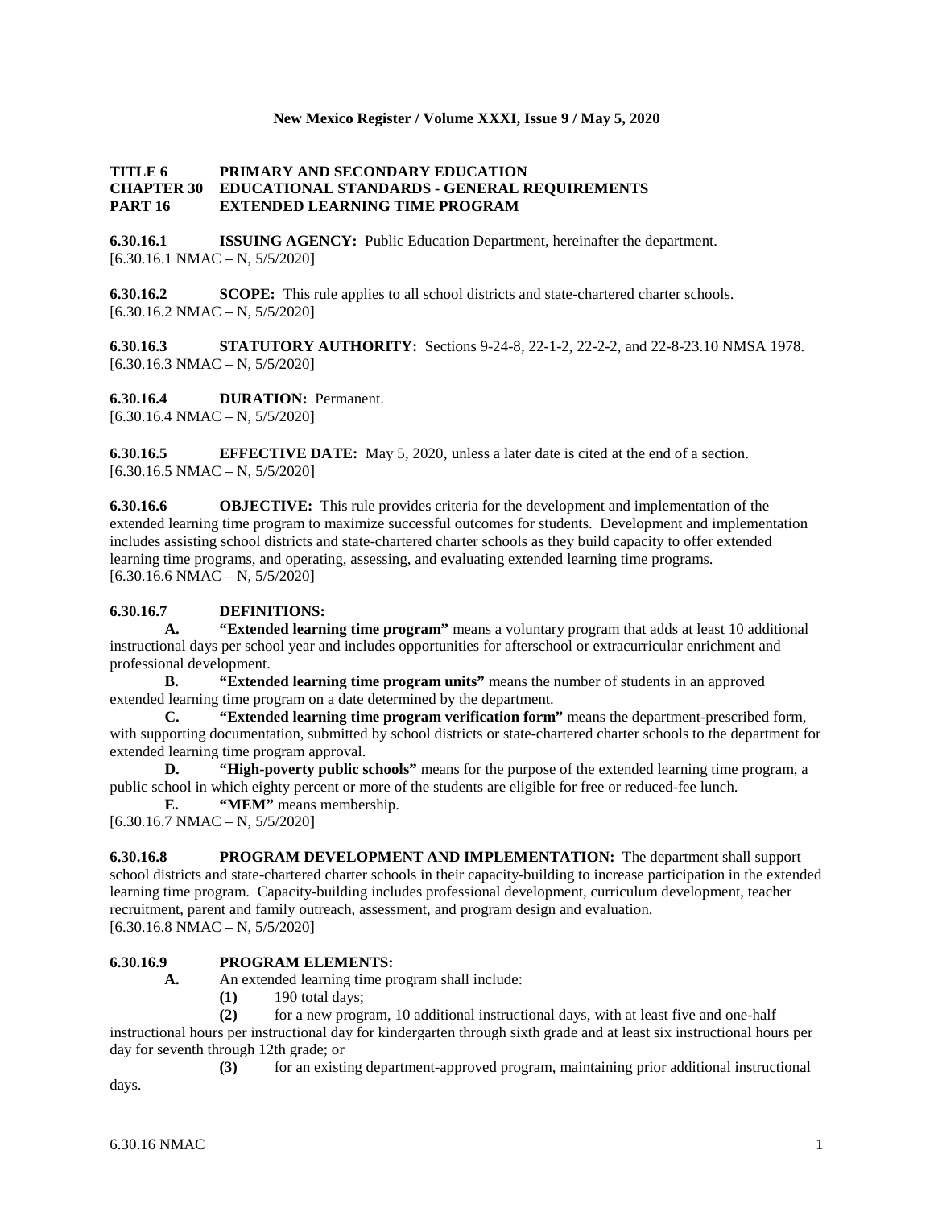**TITLE 6 PRIMARY AND SECONDARY EDUCATION**
**CHAPTER 30 EDUCATIONAL STANDARDS - GENERAL REQUIREMENTS**
**PART 16 EXTENDED LEARNING TIME PROGRAM**

**6.30.16.1 ISSUING AGENCY:** Public Education Department, hereinafter the department.
[6.30.16.1 NMAC – N, 5/5/2020]

**6.30.16.2 SCOPE:** This rule applies to all school districts and state-chartered charter schools.
[6.30.16.2 NMAC – N, 5/5/2020]

**6.30.16.3 STATUTORY AUTHORITY:** Sections 9-24-8, 22-1-2, 22-2-2, and 22-8-23.10 NMSA 1978.
[6.30.16.3 NMAC – N, 5/5/2020]

**6.30.16.4 DURATION:** Permanent.
[6.30.16.4 NMAC – N, 5/5/2020]

**6.30.16.5 EFFECTIVE DATE:** May 5, 2020, unless a later date is cited at the end of a section.
[6.30.16.5 NMAC – N, 5/5/2020]

**6.30.16.6 OBJECTIVE:** This rule provides criteria for the development and implementation of the extended learning time program to maximize successful outcomes for students. Development and implementation includes assisting school districts and state-chartered charter schools as they build capacity to offer extended learning time programs, and operating, assessing, and evaluating extended learning time programs.
[6.30.16.6 NMAC – N, 5/5/2020]

**6.30.16.7 DEFINITIONS:**

**A. "Extended learning time program"** means a voluntary program that adds at least 10 additional instructional days per school year and includes opportunities for afterschool or extracurricular enrichment and professional development.

**B. "Extended learning time program units"** means the number of students in an approved extended learning time program on a date determined by the department.

**C. "Extended learning time program verification form"** means the department-prescribed form, with supporting documentation, submitted by school districts or state-chartered charter schools to the department for extended learning time program approval.

**D. "High-poverty public schools"** means for the purpose of the extended learning time program, a public school in which eighty percent or more of the students are eligible for free or reduced-fee lunch.

**E. "MEM"** means membership.

[6.30.16.7 NMAC – N, 5/5/2020]

**6.30.16.8 PROGRAM DEVELOPMENT AND IMPLEMENTATION:** The department shall support school districts and state-chartered charter schools in their capacity-building to increase participation in the extended learning time program. Capacity-building includes professional development, curriculum development, teacher recruitment, parent and family outreach, assessment, and program design and evaluation.
[6.30.16.8 NMAC – N, 5/5/2020]

**6.30.16.9 PROGRAM ELEMENTS:**

**A.** An extended learning time program shall include:

**(1)** 190 total days;

**(2)** for a new program, 10 additional instructional days, with at least five and one-half instructional hours per instructional day for kindergarten through sixth grade and at least six instructional hours per day for seventh through 12th grade; or

**(3)** for an existing department-approved program, maintaining prior additional instructional days.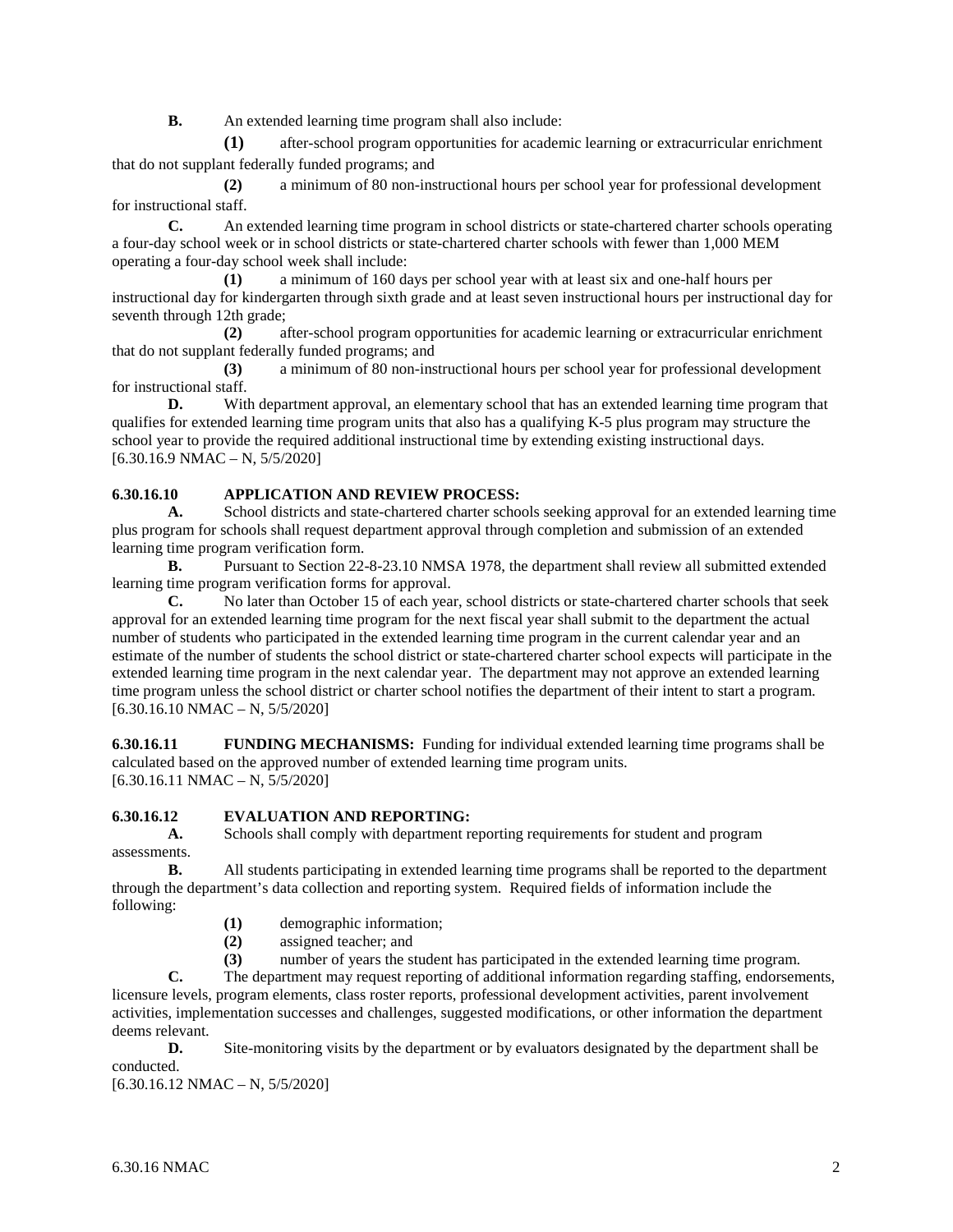**B.** An extended learning time program shall also include:

**(1)** after-school program opportunities for academic learning or extracurricular enrichment that do not supplant federally funded programs; and

**(2)** a minimum of 80 non-instructional hours per school year for professional development for instructional staff.

**C.** An extended learning time program in school districts or state-chartered charter schools operating a four-day school week or in school districts or state-chartered charter schools with fewer than 1,000 MEM operating a four-day school week shall include:

**(1)** a minimum of 160 days per school year with at least six and one-half hours per instructional day for kindergarten through sixth grade and at least seven instructional hours per instructional day for seventh through 12th grade;

**(2)** after-school program opportunities for academic learning or extracurricular enrichment that do not supplant federally funded programs; and

**(3)** a minimum of 80 non-instructional hours per school year for professional development for instructional staff.

**D.** With department approval, an elementary school that has an extended learning time program that qualifies for extended learning time program units that also has a qualifying K-5 plus program may structure the school year to provide the required additional instructional time by extending existing instructional days.
[6.30.16.9 NMAC – N, 5/5/2020]

**6.30.16.10 APPLICATION AND REVIEW PROCESS:**

**A.** School districts and state-chartered charter schools seeking approval for an extended learning time plus program for schools shall request department approval through completion and submission of an extended learning time program verification form.

**B.** Pursuant to Section 22-8-23.10 NMSA 1978, the department shall review all submitted extended learning time program verification forms for approval.

**C.** No later than October 15 of each year, school districts or state-chartered charter schools that seek approval for an extended learning time program for the next fiscal year shall submit to the department the actual number of students who participated in the extended learning time program in the current calendar year and an estimate of the number of students the school district or state-chartered charter school expects will participate in the extended learning time program in the next calendar year. The department may not approve an extended learning time program unless the school district or charter school notifies the department of their intent to start a program.
[6.30.16.10 NMAC – N, 5/5/2020]

**6.30.16.11 FUNDING MECHANISMS:** Funding for individual extended learning time programs shall be calculated based on the approved number of extended learning time program units.
[6.30.16.11 NMAC – N, 5/5/2020]

**6.30.16.12 EVALUATION AND REPORTING:**

**A.** Schools shall comply with department reporting requirements for student and program assessments.

**B.** All students participating in extended learning time programs shall be reported to the department through the department's data collection and reporting system. Required fields of information include the following:

**(1)** demographic information;

**(2)** assigned teacher; and

**(3)** number of years the student has participated in the extended learning time program.

**C.** The department may request reporting of additional information regarding staffing, endorsements, licensure levels, program elements, class roster reports, professional development activities, parent involvement activities, implementation successes and challenges, suggested modifications, or other information the department deems relevant.

**D.** Site-monitoring visits by the department or by evaluators designated by the department shall be conducted.
[6.30.16.12 NMAC – N, 5/5/2020]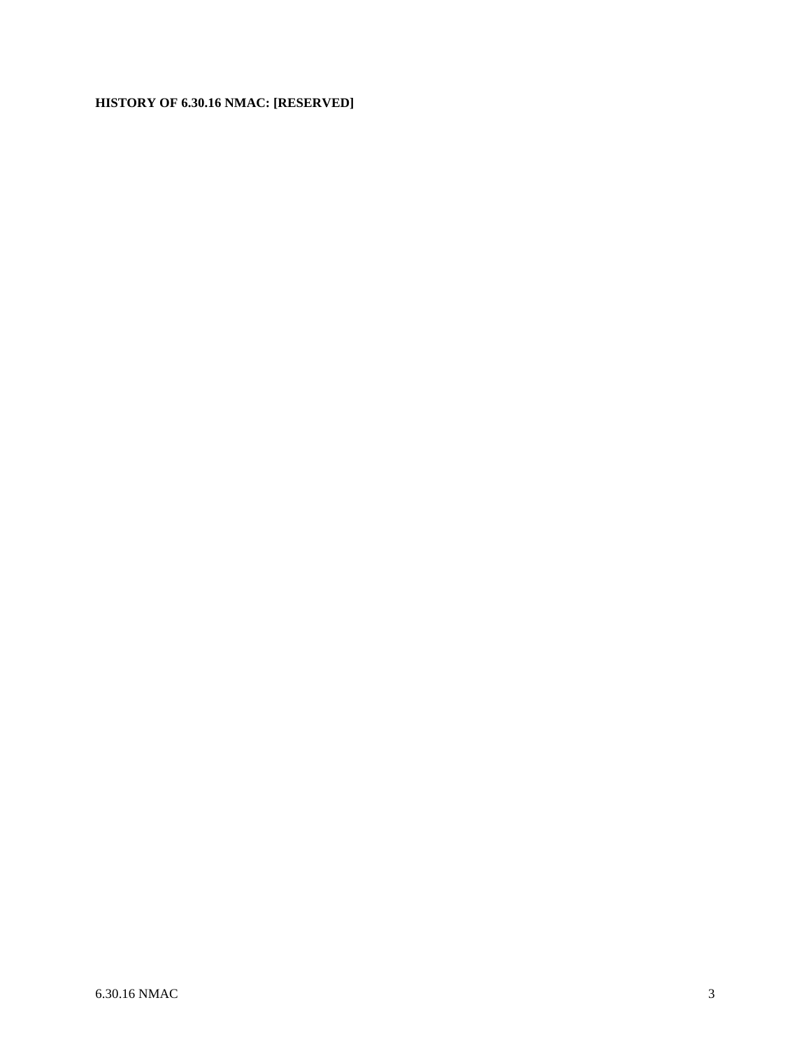**HISTORY OF 6.30.16 NMAC: [RESERVED]**